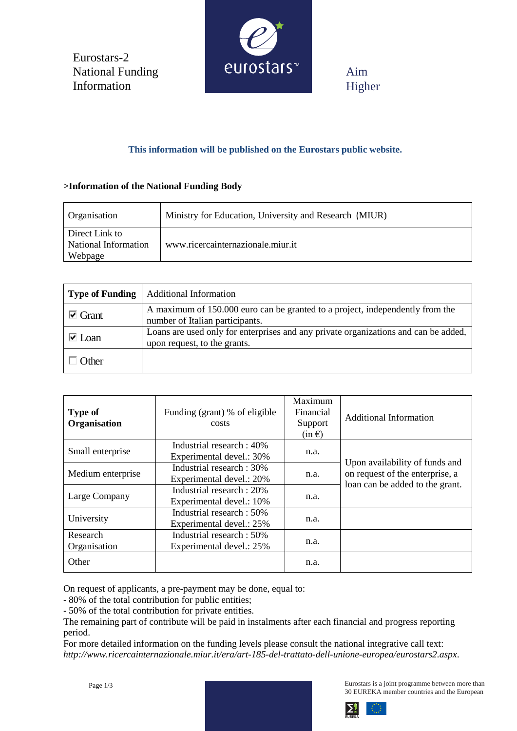Eurostars-2
National Funding
Information

Aim
Higher

**This information will be published on the Eurostars public website.**

**>Information of the National Funding Body**

| Organisation | Ministry for Education, University and Research (MIUR) |
|---|---|
| Direct Link to National Information Webpage | www.ricercainternazionale.miur.it |

| **Type of Funding** | Additional Information |
|---|---|
| ☑ Grant | A maximum of 150.000 euro can be granted to a project, independently from the number of Italian participants. |
| ☑ Loan | Loans are used only for enterprises and any private organizations and can be added, upon request, to the grants. |
| ☐ Other | |

| **Type of Organisation** | Funding (grant) % of eligible costs | Maximum Financial Support (in €) | Additional Information |
|---|---|---|---|
| Small enterprise | Industrial research : 40%<br>Experimental devel.: 30% | n.a. | Upon availability of funds and on request of the enterprise, a loan can be added to the grant. |
| Medium enterprise | Industrial research : 30%<br>Experimental devel.: 20% | n.a. | |
| Large Company | Industrial research : 20%<br>Experimental devel.: 10% | n.a. | |
| University | Industrial research : 50%<br>Experimental devel.: 25% | n.a. | |
| Research Organisation | Industrial research : 50%<br>Experimental devel.: 25% | n.a. | |
| Other | | n.a. | |

On request of applicants, a pre-payment may be done, equal to:
- 80% of the total contribution for public entities;
- 50% of the total contribution for private entities.

The remaining part of contribute will be paid in instalments after each financial and progress reporting period.

For more detailed information on the funding levels please consult the national integrative call text: *http://www.ricercainternazionale.miur.it/era/art-185-del-trattato-dell-unione-europea/eurostars2.aspx*.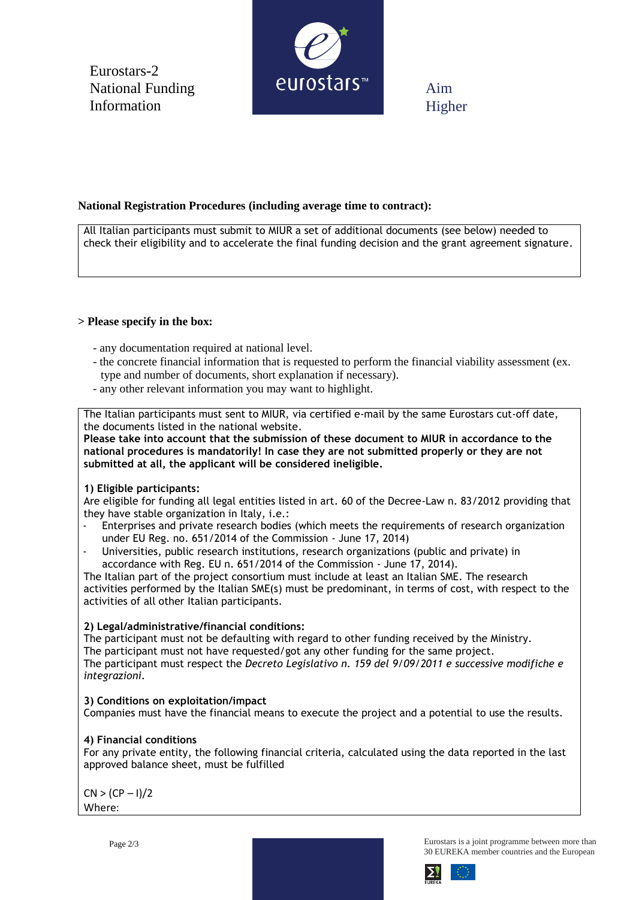**National Registration Procedures (including average time to contract):**

All Italian participants must submit to MIUR a set of additional documents (see below) needed to check their eligibility and to accelerate the final funding decision and the grant agreement signature.

> **Please specify in the box:**

- any documentation required at national level.
- the concrete financial information that is requested to perform the financial viability assessment (ex. type and number of documents, short explanation if necessary).
- any other relevant information you may want to highlight.

The Italian participants must sent to MIUR, via certified e-mail by the same Eurostars cut-off date, the documents listed in the national website.

**Please take into account that the submission of these document to MIUR in accordance to the national procedures is mandatorily! In case they are not submitted properly or they are not submitted at all, the applicant will be considered ineligible.**

**1) Eligible participants:**

Are eligible for funding all legal entities listed in art. 60 of the Decree-Law n. 83/2012 providing that they have stable organization in Italy, i.e.:

- Enterprises and private research bodies (which meets the requirements of research organization under EU Reg. no. 651/2014 of the Commission - June 17, 2014)
- Universities, public research institutions, research organizations (public and private) in accordance with Reg. EU n. 651/2014 of the Commission - June 17, 2014).

The Italian part of the project consortium must include at least an Italian SME. The research activities performed by the Italian SME(s) must be predominant, in terms of cost, with respect to the activities of all other Italian participants.

**2) Legal/administrative/financial conditions:**

The participant must not be defaulting with regard to other funding received by the Ministry.
The participant must not have requested/got any other funding for the same project.
The participant must respect the *Decreto Legislativo n. 159 del 9/09/2011 e successive modifiche e integrazioni.*

**3) Conditions on exploitation/impact**

Companies must have the financial means to execute the project and a potential to use the results.

**4) Financial conditions**

For any private entity, the following financial criteria, calculated using the data reported in the last approved balance sheet, must be fulfilled

$$CN > (CP - I)/2$$

Where: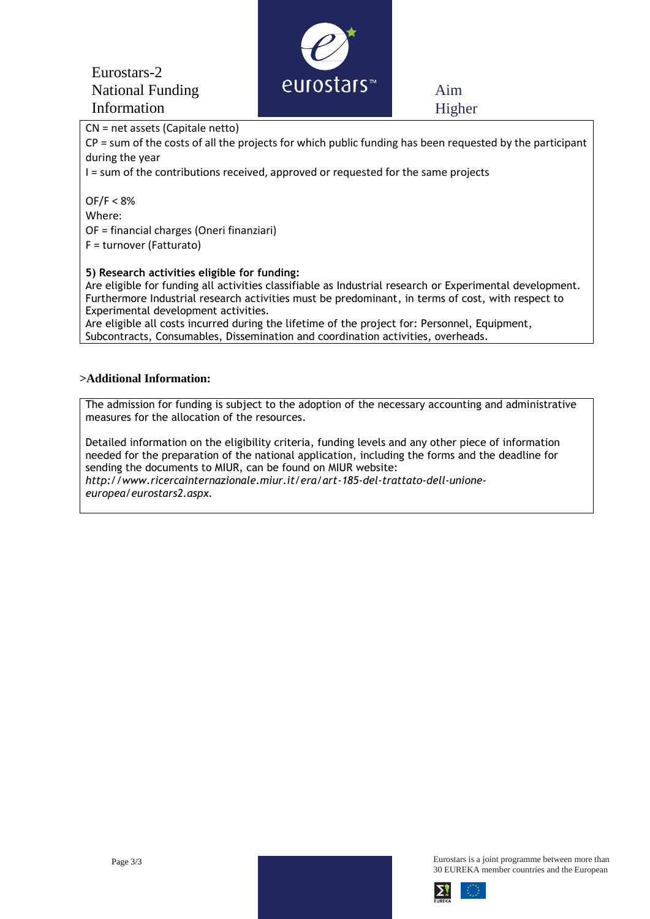CN = net assets (Capitale netto)

CP = sum of the costs of all the projects for which public funding has been requested by the participant during the year

I = sum of the contributions received, approved or requested for the same projects

$OF/F < 8\%$

Where:

OF = financial charges (Oneri finanziari)

F = turnover (Fatturato)

**5) Research activities eligible for funding:**

Are eligible for funding all activities classifiable as Industrial research or Experimental development. Furthermore Industrial research activities must be predominant, in terms of cost, with respect to Experimental development activities.

Are eligible all costs incurred during the lifetime of the project for: Personnel, Equipment, Subcontracts, Consumables, Dissemination and coordination activities, overheads.

>**Additional Information:**

The admission for funding is subject to the adoption of the necessary accounting and administrative measures for the allocation of the resources.

Detailed information on the eligibility criteria, funding levels and any other piece of information needed for the preparation of the national application, including the forms and the deadline for sending the documents to MIUR, can be found on MIUR website:
*http://www.ricercainternazionale.miur.it/era/art-185-del-trattato-dell-unione-europea/eurostars2.aspx.*